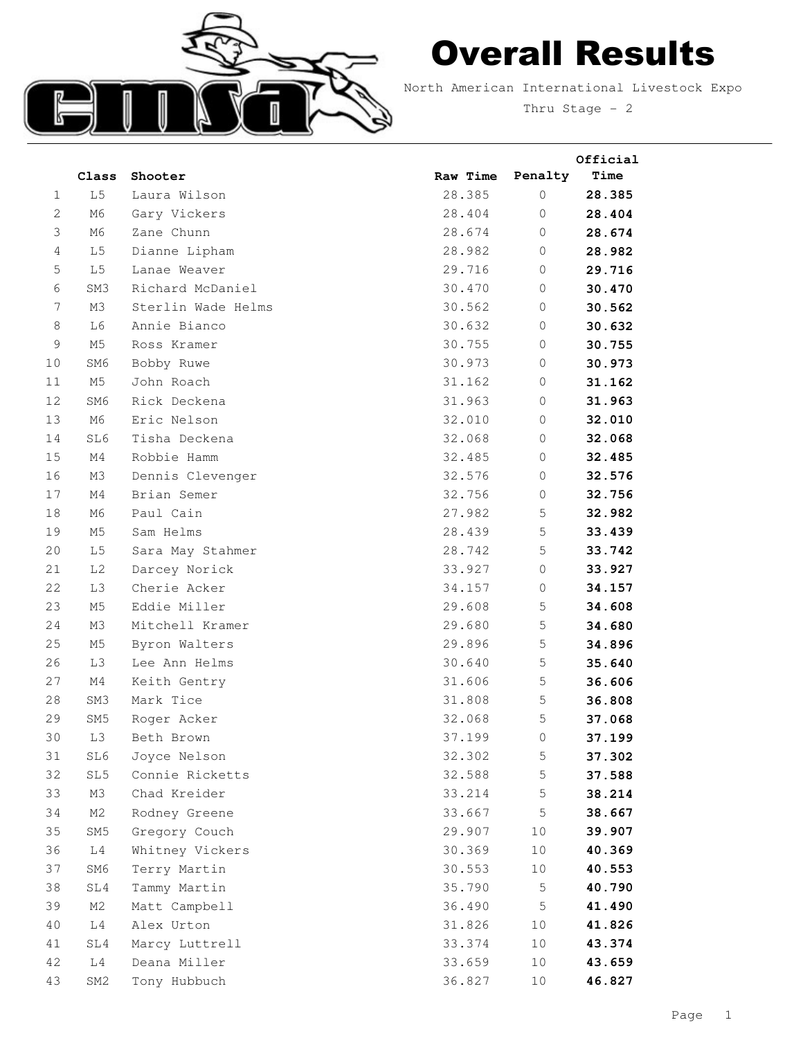# Overall Results

North American International Livestock Expo

Thru Stage - 2

| | Class | Shooter | Raw Time | Penalty | Official Time |
|---|---|---|---|---|---|
| 1 | L5 | Laura Wilson | 28.385 | 0 | **28.385** |
| 2 | M6 | Gary Vickers | 28.404 | 0 | **28.404** |
| 3 | M6 | Zane Chunn | 28.674 | 0 | **28.674** |
| 4 | L5 | Dianne Lipham | 28.982 | 0 | **28.982** |
| 5 | L5 | Lanae Weaver | 29.716 | 0 | **29.716** |
| 6 | SM3 | Richard McDaniel | 30.470 | 0 | **30.470** |
| 7 | M3 | Sterlin Wade Helms | 30.562 | 0 | **30.562** |
| 8 | L6 | Annie Bianco | 30.632 | 0 | **30.632** |
| 9 | M5 | Ross Kramer | 30.755 | 0 | **30.755** |
| 10 | SM6 | Bobby Ruwe | 30.973 | 0 | **30.973** |
| 11 | M5 | John Roach | 31.162 | 0 | **31.162** |
| 12 | SM6 | Rick Deckena | 31.963 | 0 | **31.963** |
| 13 | M6 | Eric Nelson | 32.010 | 0 | **32.010** |
| 14 | SL6 | Tisha Deckena | 32.068 | 0 | **32.068** |
| 15 | M4 | Robbie Hamm | 32.485 | 0 | **32.485** |
| 16 | M3 | Dennis Clevenger | 32.576 | 0 | **32.576** |
| 17 | M4 | Brian Semer | 32.756 | 0 | **32.756** |
| 18 | M6 | Paul Cain | 27.982 | 5 | **32.982** |
| 19 | M5 | Sam Helms | 28.439 | 5 | **33.439** |
| 20 | L5 | Sara May Stahmer | 28.742 | 5 | **33.742** |
| 21 | L2 | Darcey Norick | 33.927 | 0 | **33.927** |
| 22 | L3 | Cherie Acker | 34.157 | 0 | **34.157** |
| 23 | M5 | Eddie Miller | 29.608 | 5 | **34.608** |
| 24 | M3 | Mitchell Kramer | 29.680 | 5 | **34.680** |
| 25 | M5 | Byron Walters | 29.896 | 5 | **34.896** |
| 26 | L3 | Lee Ann Helms | 30.640 | 5 | **35.640** |
| 27 | M4 | Keith Gentry | 31.606 | 5 | **36.606** |
| 28 | SM3 | Mark Tice | 31.808 | 5 | **36.808** |
| 29 | SM5 | Roger Acker | 32.068 | 5 | **37.068** |
| 30 | L3 | Beth Brown | 37.199 | 0 | **37.199** |
| 31 | SL6 | Joyce Nelson | 32.302 | 5 | **37.302** |
| 32 | SL5 | Connie Ricketts | 32.588 | 5 | **37.588** |
| 33 | M3 | Chad Kreider | 33.214 | 5 | **38.214** |
| 34 | M2 | Rodney Greene | 33.667 | 5 | **38.667** |
| 35 | SM5 | Gregory Couch | 29.907 | 10 | **39.907** |
| 36 | L4 | Whitney Vickers | 30.369 | 10 | **40.369** |
| 37 | SM6 | Terry Martin | 30.553 | 10 | **40.553** |
| 38 | SL4 | Tammy Martin | 35.790 | 5 | **40.790** |
| 39 | M2 | Matt Campbell | 36.490 | 5 | **41.490** |
| 40 | L4 | Alex Urton | 31.826 | 10 | **41.826** |
| 41 | SL4 | Marcy Luttrell | 33.374 | 10 | **43.374** |
| 42 | L4 | Deana Miller | 33.659 | 10 | **43.659** |
| 43 | SM2 | Tony Hubbuch | 36.827 | 10 | **46.827** |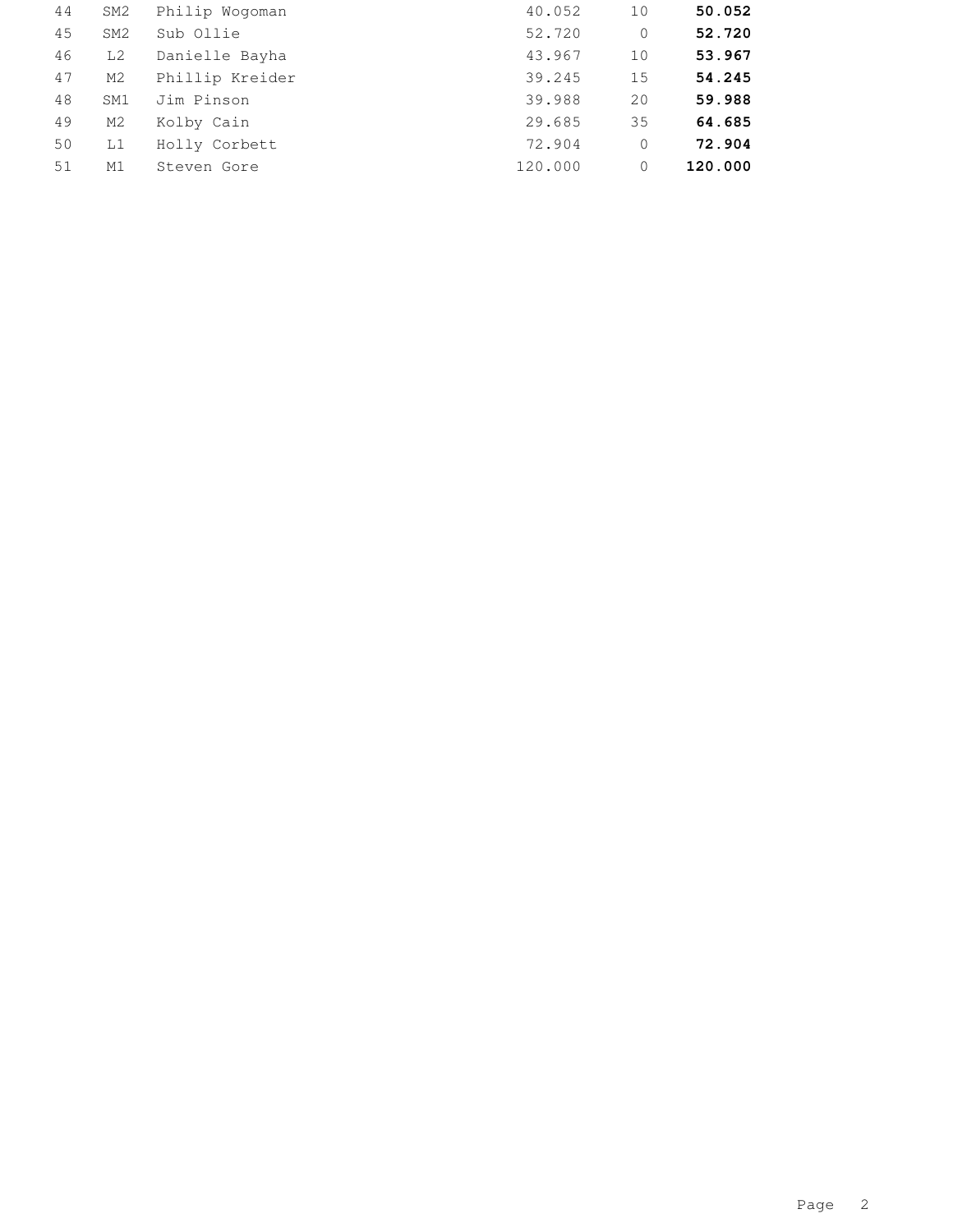| | | | | | |
|---|---|---|---|---|---|
| 44 | SM2 | Philip Wogoman | 40.052 | 10 | **50.052** |
| 45 | SM2 | Sub Ollie | 52.720 | 0 | **52.720** |
| 46 | L2 | Danielle Bayha | 43.967 | 10 | **53.967** |
| 47 | M2 | Phillip Kreider | 39.245 | 15 | **54.245** |
| 48 | SM1 | Jim Pinson | 39.988 | 20 | **59.988** |
| 49 | M2 | Kolby Cain | 29.685 | 35 | **64.685** |
| 50 | L1 | Holly Corbett | 72.904 | 0 | **72.904** |
| 51 | M1 | Steven Gore | 120.000 | 0 | **120.000** |